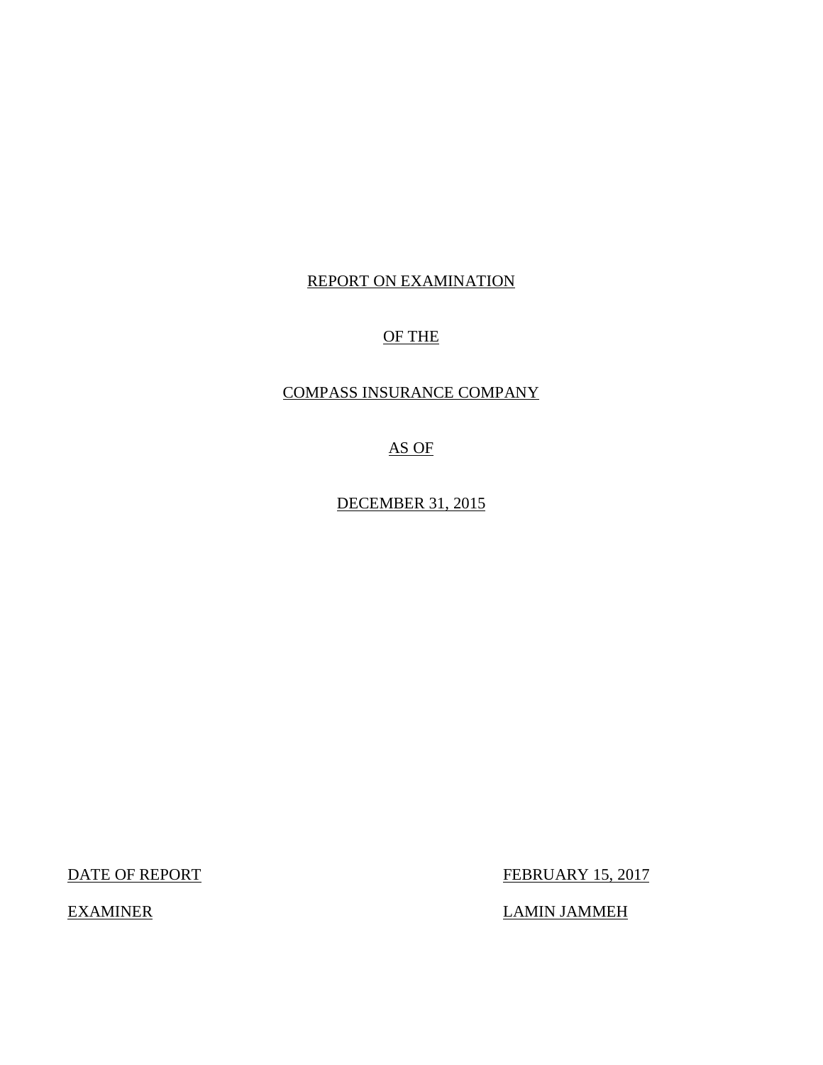REPORT ON EXAMINATION

OF THE

COMPASS INSURANCE COMPANY

AS OF

DECEMBER 31, 2015

| | |
|---|---|
| DATE OF REPORT | FEBRUARY 15, 2017 |
| EXAMINER | LAMIN JAMMEH |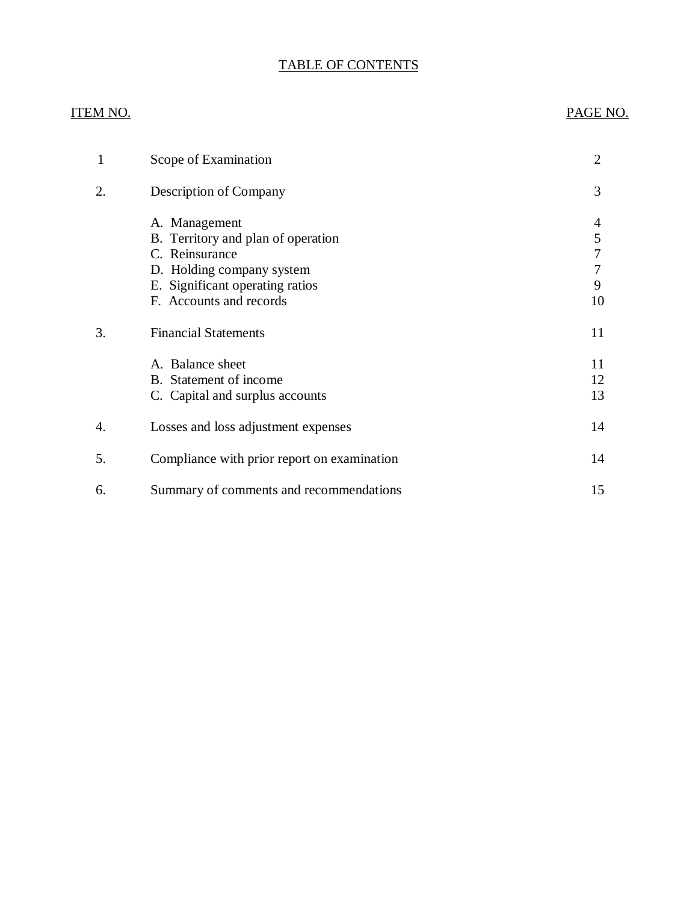## TABLE OF CONTENTS

| ITEM NO. | | PAGE NO. |
|---|---|---|
| 1 | Scope of Examination | 2 |
| 2. | Description of Company | 3 |
| | A. Management | 4 |
| | B. Territory and plan of operation | 5 |
| | C. Reinsurance | 7 |
| | D. Holding company system | 7 |
| | E. Significant operating ratios | 9 |
| | F. Accounts and records | 10 |
| 3. | Financial Statements | 11 |
| | A. Balance sheet | 11 |
| | B. Statement of income | 12 |
| | C. Capital and surplus accounts | 13 |
| 4. | Losses and loss adjustment expenses | 14 |
| 5. | Compliance with prior report on examination | 14 |
| 6. | Summary of comments and recommendations | 15 |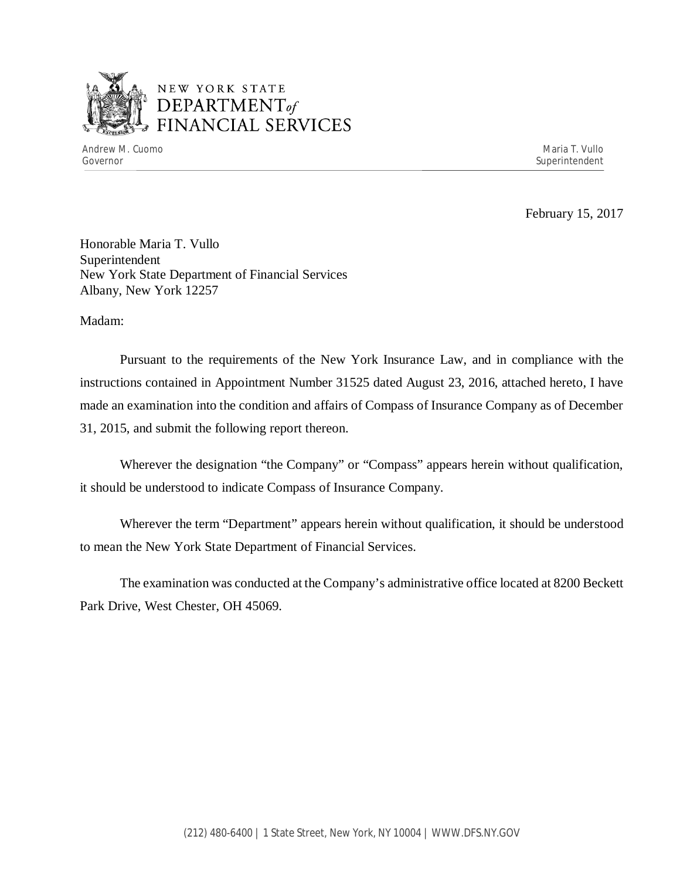NEW YORK STATE
DEPARTMENT of
FINANCIAL SERVICES

Andrew M. Cuomo
Governor

Maria T. Vullo
Superintendent

February 15, 2017

Honorable Maria T. Vullo
Superintendent
New York State Department of Financial Services
Albany, New York 12257

Madam:

Pursuant to the requirements of the New York Insurance Law, and in compliance with the instructions contained in Appointment Number 31525 dated August 23, 2016, attached hereto, I have made an examination into the condition and affairs of Compass of Insurance Company as of December 31, 2015, and submit the following report thereon.

Wherever the designation "the Company" or "Compass" appears herein without qualification, it should be understood to indicate Compass of Insurance Company.

Wherever the term "Department" appears herein without qualification, it should be understood to mean the New York State Department of Financial Services.

The examination was conducted at the Company's administrative office located at 8200 Beckett Park Drive, West Chester, OH 45069.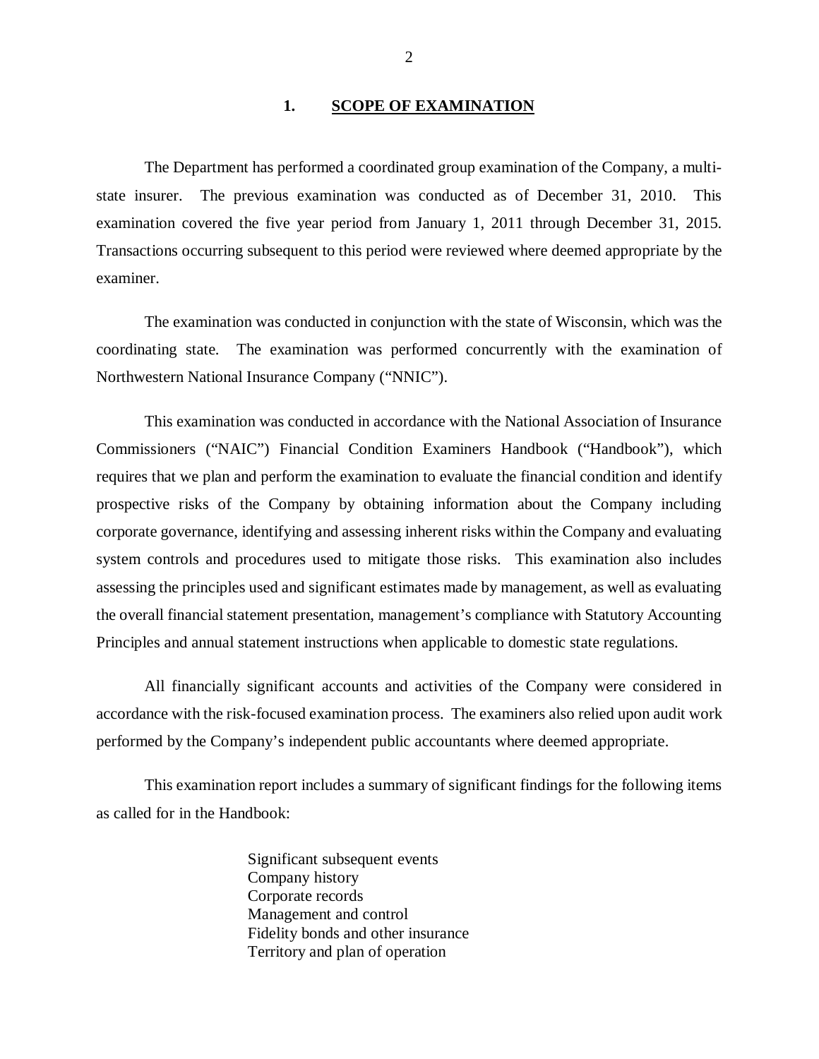## 1. SCOPE OF EXAMINATION

The Department has performed a coordinated group examination of the Company, a multi-state insurer. The previous examination was conducted as of December 31, 2010. This examination covered the five year period from January 1, 2011 through December 31, 2015. Transactions occurring subsequent to this period were reviewed where deemed appropriate by the examiner.

The examination was conducted in conjunction with the state of Wisconsin, which was the coordinating state. The examination was performed concurrently with the examination of Northwestern National Insurance Company ("NNIC").

This examination was conducted in accordance with the National Association of Insurance Commissioners ("NAIC") Financial Condition Examiners Handbook ("Handbook"), which requires that we plan and perform the examination to evaluate the financial condition and identify prospective risks of the Company by obtaining information about the Company including corporate governance, identifying and assessing inherent risks within the Company and evaluating system controls and procedures used to mitigate those risks. This examination also includes assessing the principles used and significant estimates made by management, as well as evaluating the overall financial statement presentation, management's compliance with Statutory Accounting Principles and annual statement instructions when applicable to domestic state regulations.

All financially significant accounts and activities of the Company were considered in accordance with the risk-focused examination process. The examiners also relied upon audit work performed by the Company's independent public accountants where deemed appropriate.

This examination report includes a summary of significant findings for the following items as called for in the Handbook:

Significant subsequent events
Company history
Corporate records
Management and control
Fidelity bonds and other insurance
Territory and plan of operation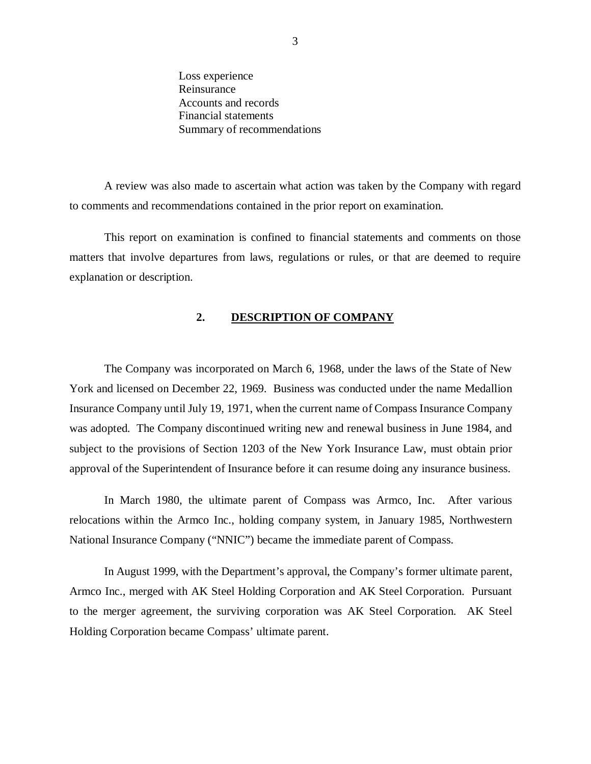Loss experience
Reinsurance
Accounts and records
Financial statements
Summary of recommendations

A review was also made to ascertain what action was taken by the Company with regard to comments and recommendations contained in the prior report on examination.

This report on examination is confined to financial statements and comments on those matters that involve departures from laws, regulations or rules, or that are deemed to require explanation or description.

## 2. DESCRIPTION OF COMPANY

The Company was incorporated on March 6, 1968, under the laws of the State of New York and licensed on December 22, 1969. Business was conducted under the name Medallion Insurance Company until July 19, 1971, when the current name of Compass Insurance Company was adopted. The Company discontinued writing new and renewal business in June 1984, and subject to the provisions of Section 1203 of the New York Insurance Law, must obtain prior approval of the Superintendent of Insurance before it can resume doing any insurance business.

In March 1980, the ultimate parent of Compass was Armco, Inc. After various relocations within the Armco Inc., holding company system, in January 1985, Northwestern National Insurance Company ("NNIC") became the immediate parent of Compass.

In August 1999, with the Department's approval, the Company's former ultimate parent, Armco Inc., merged with AK Steel Holding Corporation and AK Steel Corporation. Pursuant to the merger agreement, the surviving corporation was AK Steel Corporation. AK Steel Holding Corporation became Compass' ultimate parent.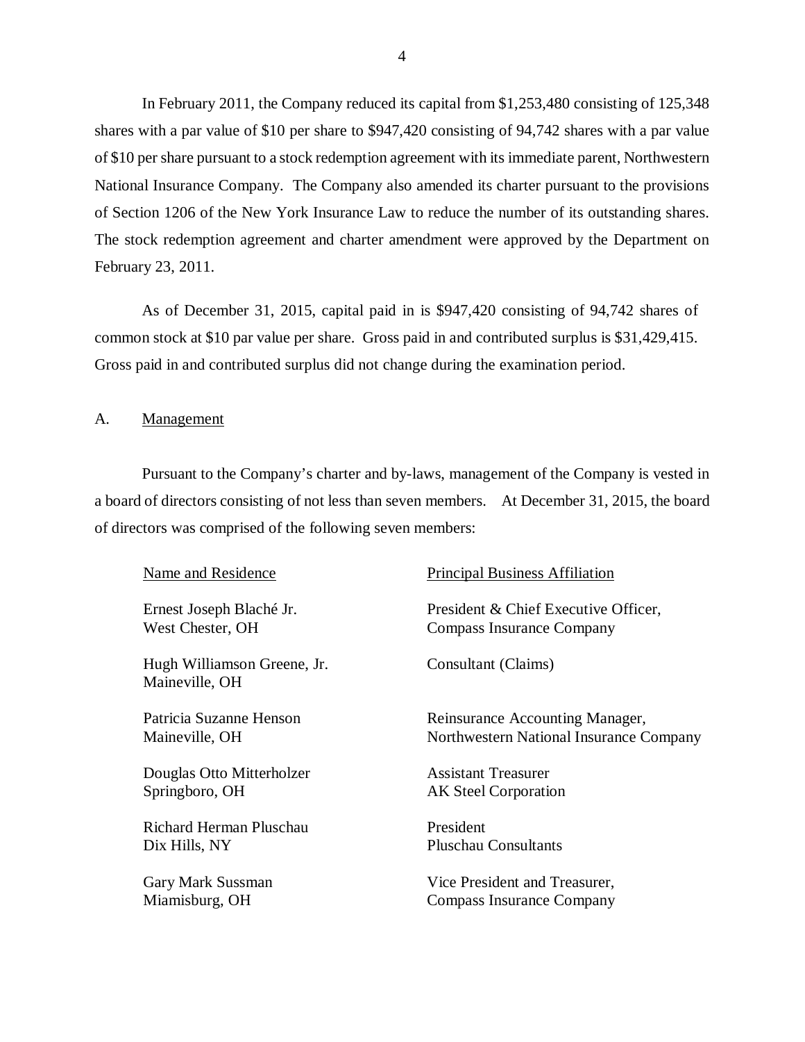In February 2011, the Company reduced its capital from $1,253,480 consisting of 125,348 shares with a par value of $10 per share to $947,420 consisting of 94,742 shares with a par value of $10 per share pursuant to a stock redemption agreement with its immediate parent, Northwestern National Insurance Company. The Company also amended its charter pursuant to the provisions of Section 1206 of the New York Insurance Law to reduce the number of its outstanding shares. The stock redemption agreement and charter amendment were approved by the Department on February 23, 2011.

As of December 31, 2015, capital paid in is $947,420 consisting of 94,742 shares of common stock at $10 par value per share. Gross paid in and contributed surplus is $31,429,415. Gross paid in and contributed surplus did not change during the examination period.

## A. Management

Pursuant to the Company's charter and by-laws, management of the Company is vested in a board of directors consisting of not less than seven members. At December 31, 2015, the board of directors was comprised of the following seven members:

| Name and Residence | Principal Business Affiliation |
|---|---|
| Ernest Joseph Blaché Jr.<br>West Chester, OH | President & Chief Executive Officer,<br>Compass Insurance Company |
| Hugh Williamson Greene, Jr.<br>Maineville, OH | Consultant (Claims) |
| Patricia Suzanne Henson<br>Maineville, OH | Reinsurance Accounting Manager,<br>Northwestern National Insurance Company |
| Douglas Otto Mitterholzer<br>Springboro, OH | Assistant Treasurer<br>AK Steel Corporation |
| Richard Herman Pluschau<br>Dix Hills, NY | President<br>Pluschau Consultants |
| Gary Mark Sussman<br>Miamisburg, OH | Vice President and Treasurer,<br>Compass Insurance Company |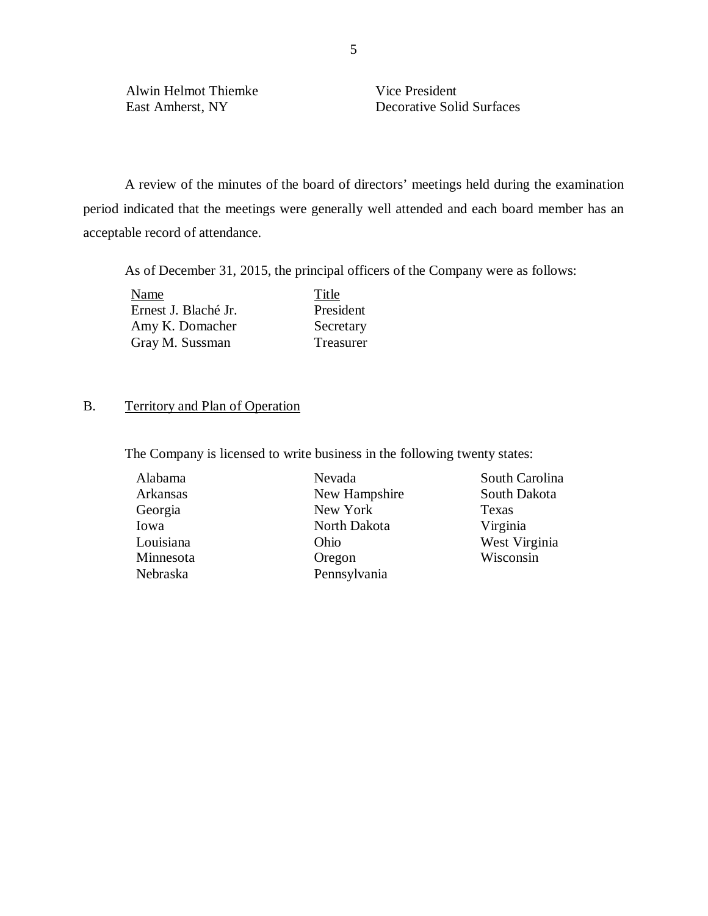| | |
|---|---|
| Alwin Helmot Thiemke<br>East Amherst, NY | Vice President<br>Decorative Solid Surfaces |

A review of the minutes of the board of directors' meetings held during the examination period indicated that the meetings were generally well attended and each board member has an acceptable record of attendance.

As of December 31, 2015, the principal officers of the Company were as follows:

| Name | Title |
|---|---|
| Ernest J. Blaché Jr. | President |
| Amy K. Domacher | Secretary |
| Gray M. Sussman | Treasurer |

## B. Territory and Plan of Operation

The Company is licensed to write business in the following twenty states:

| | | |
|---|---|---|
| Alabama | Nevada | South Carolina |
| Arkansas | New Hampshire | South Dakota |
| Georgia | New York | Texas |
| Iowa | North Dakota | Virginia |
| Louisiana | Ohio | West Virginia |
| Minnesota | Oregon | Wisconsin |
| Nebraska | Pennsylvania | |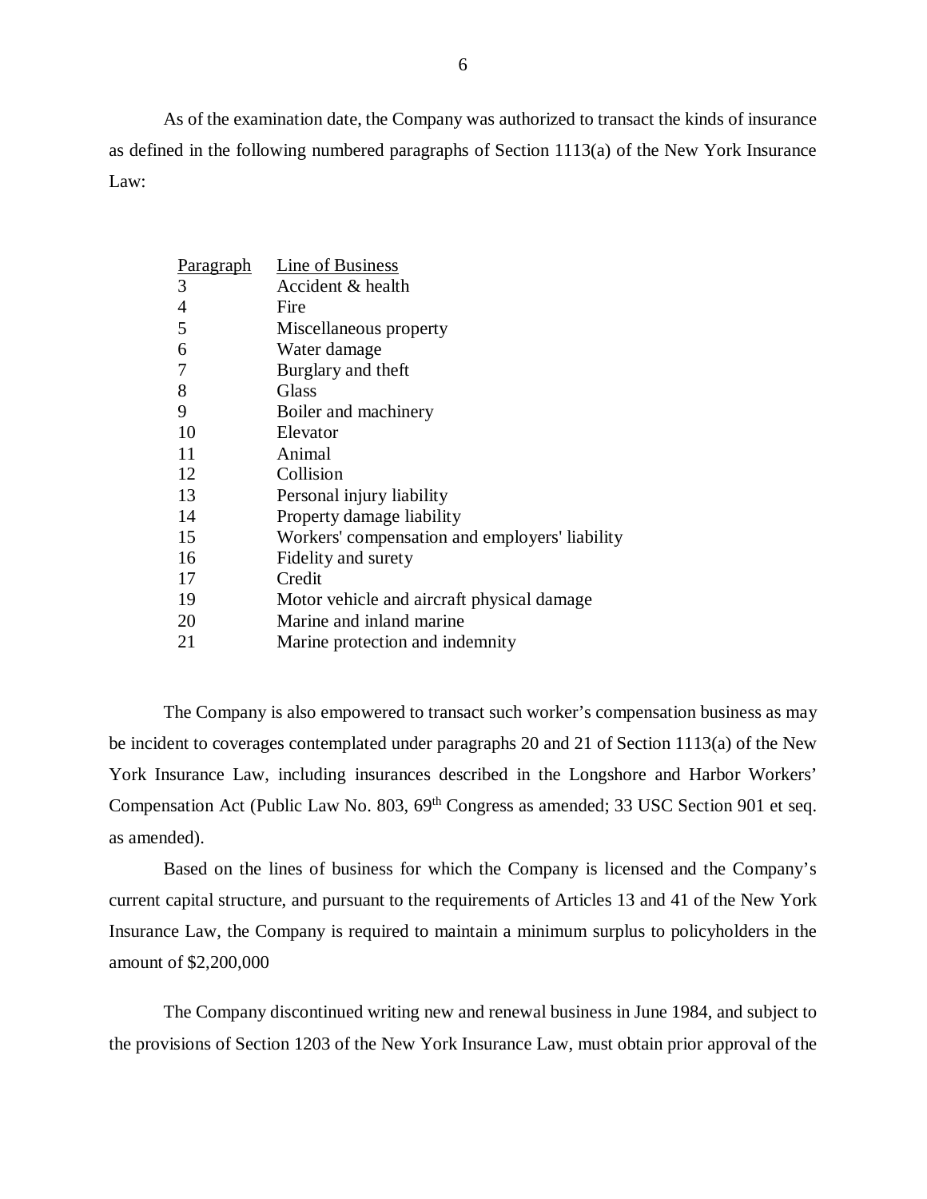As of the examination date, the Company was authorized to transact the kinds of insurance as defined in the following numbered paragraphs of Section 1113(a) of the New York Insurance Law:

| Paragraph | Line of Business |
|---|---|
| 3 | Accident & health |
| 4 | Fire |
| 5 | Miscellaneous property |
| 6 | Water damage |
| 7 | Burglary and theft |
| 8 | Glass |
| 9 | Boiler and machinery |
| 10 | Elevator |
| 11 | Animal |
| 12 | Collision |
| 13 | Personal injury liability |
| 14 | Property damage liability |
| 15 | Workers' compensation and employers' liability |
| 16 | Fidelity and surety |
| 17 | Credit |
| 19 | Motor vehicle and aircraft physical damage |
| 20 | Marine and inland marine |
| 21 | Marine protection and indemnity |

The Company is also empowered to transact such worker's compensation business as may be incident to coverages contemplated under paragraphs 20 and 21 of Section 1113(a) of the New York Insurance Law, including insurances described in the Longshore and Harbor Workers' Compensation Act (Public Law No. 803, 69th Congress as amended; 33 USC Section 901 et seq. as amended).

Based on the lines of business for which the Company is licensed and the Company's current capital structure, and pursuant to the requirements of Articles 13 and 41 of the New York Insurance Law, the Company is required to maintain a minimum surplus to policyholders in the amount of $2,200,000

The Company discontinued writing new and renewal business in June 1984, and subject to the provisions of Section 1203 of the New York Insurance Law, must obtain prior approval of the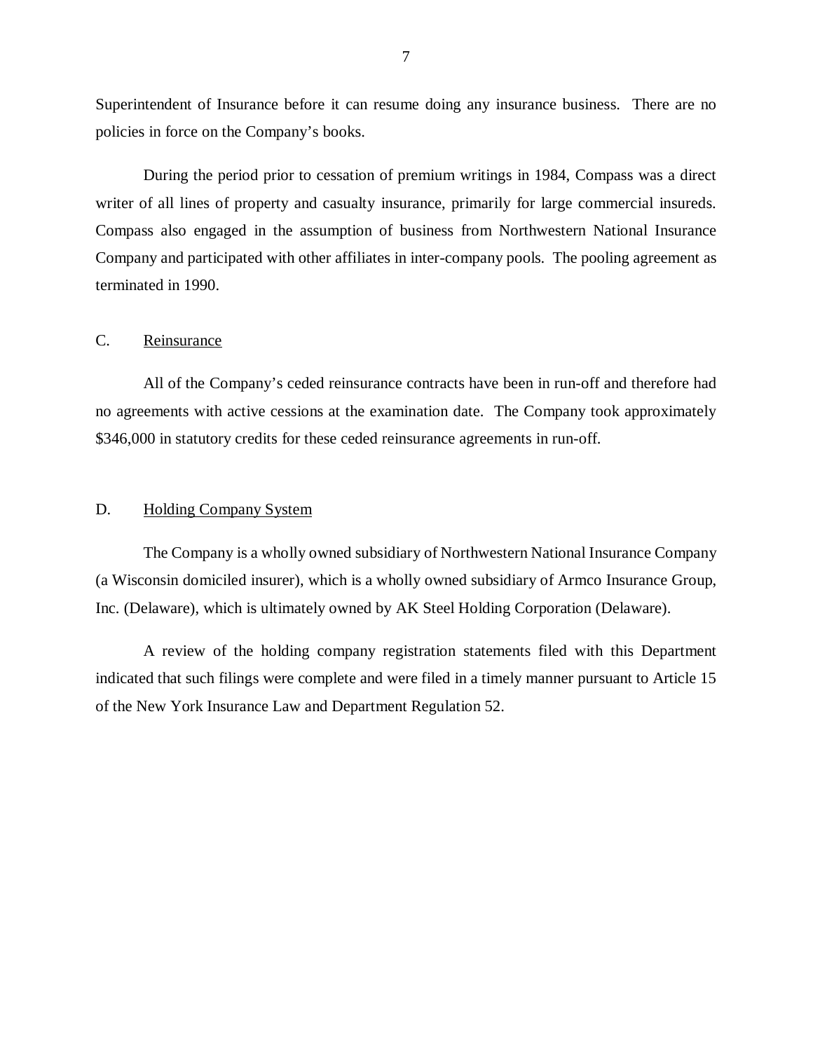Superintendent of Insurance before it can resume doing any insurance business. There are no policies in force on the Company's books.

During the period prior to cessation of premium writings in 1984, Compass was a direct writer of all lines of property and casualty insurance, primarily for large commercial insureds. Compass also engaged in the assumption of business from Northwestern National Insurance Company and participated with other affiliates in inter-company pools. The pooling agreement as terminated in 1990.

C. Reinsurance

All of the Company's ceded reinsurance contracts have been in run-off and therefore had no agreements with active cessions at the examination date. The Company took approximately $346,000 in statutory credits for these ceded reinsurance agreements in run-off.

D. Holding Company System

The Company is a wholly owned subsidiary of Northwestern National Insurance Company (a Wisconsin domiciled insurer), which is a wholly owned subsidiary of Armco Insurance Group, Inc. (Delaware), which is ultimately owned by AK Steel Holding Corporation (Delaware).

A review of the holding company registration statements filed with this Department indicated that such filings were complete and were filed in a timely manner pursuant to Article 15 of the New York Insurance Law and Department Regulation 52.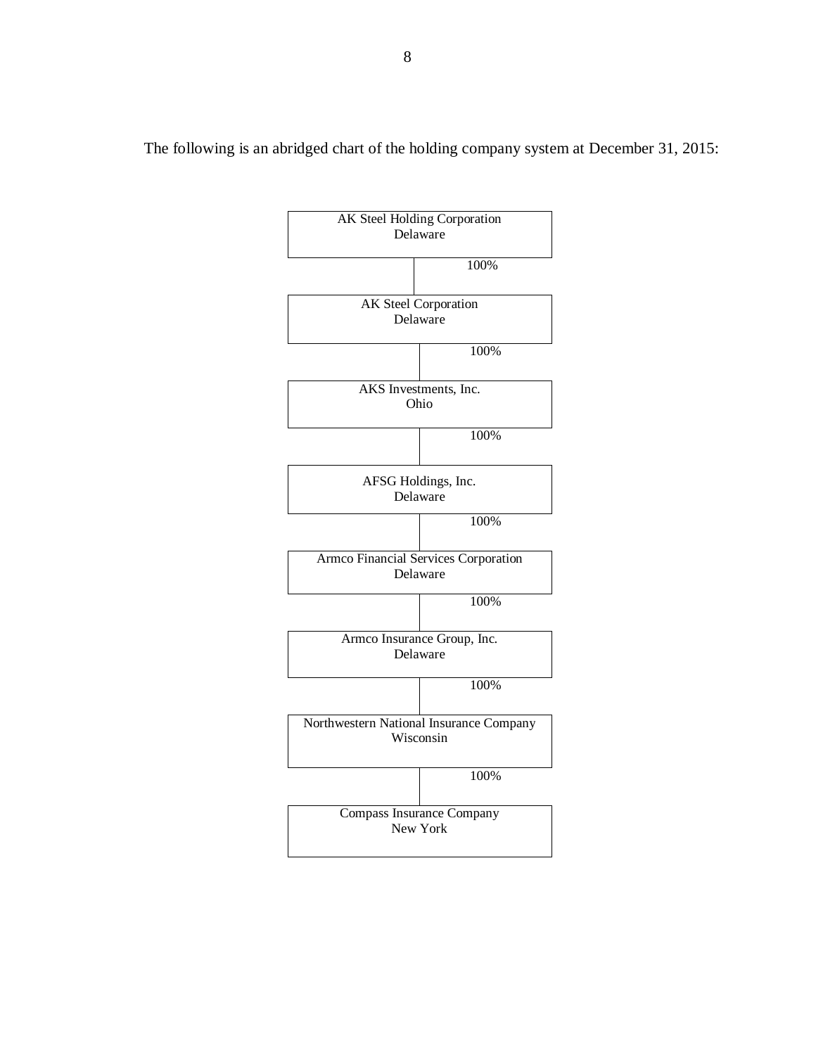The following is an abridged chart of the holding company system at December 31, 2015:

AK Steel Holding Corporation
Delaware

100%

AK Steel Corporation
Delaware

100%

AKS Investments, Inc.
Ohio

100%

AFSG Holdings, Inc.
Delaware

100%

Armco Financial Services Corporation
Delaware

100%

Armco Insurance Group, Inc.
Delaware

100%

Northwestern National Insurance Company
Wisconsin

100%

Compass Insurance Company
New York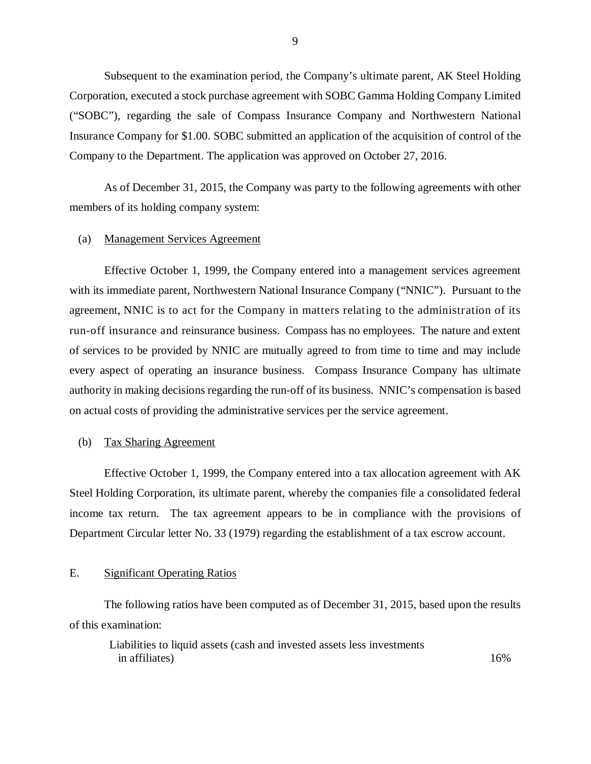Subsequent to the examination period, the Company's ultimate parent, AK Steel Holding Corporation, executed a stock purchase agreement with SOBC Gamma Holding Company Limited ("SOBC"), regarding the sale of Compass Insurance Company and Northwestern National Insurance Company for $1.00. SOBC submitted an application of the acquisition of control of the Company to the Department. The application was approved on October 27, 2016.

As of December 31, 2015, the Company was party to the following agreements with other members of its holding company system:

(a) Management Services Agreement

Effective October 1, 1999, the Company entered into a management services agreement with its immediate parent, Northwestern National Insurance Company ("NNIC"). Pursuant to the agreement, NNIC is to act for the Company in matters relating to the administration of its run-off insurance and reinsurance business. Compass has no employees. The nature and extent of services to be provided by NNIC are mutually agreed to from time to time and may include every aspect of operating an insurance business. Compass Insurance Company has ultimate authority in making decisions regarding the run-off of its business. NNIC's compensation is based on actual costs of providing the administrative services per the service agreement.

(b) Tax Sharing Agreement

Effective October 1, 1999, the Company entered into a tax allocation agreement with AK Steel Holding Corporation, its ultimate parent, whereby the companies file a consolidated federal income tax return. The tax agreement appears to be in compliance with the provisions of Department Circular letter No. 33 (1979) regarding the establishment of a tax escrow account.

## E. Significant Operating Ratios

The following ratios have been computed as of December 31, 2015, based upon the results of this examination:

| | |
|---|---|
| Liabilities to liquid assets (cash and invested assets less investments in affiliates) | 16% |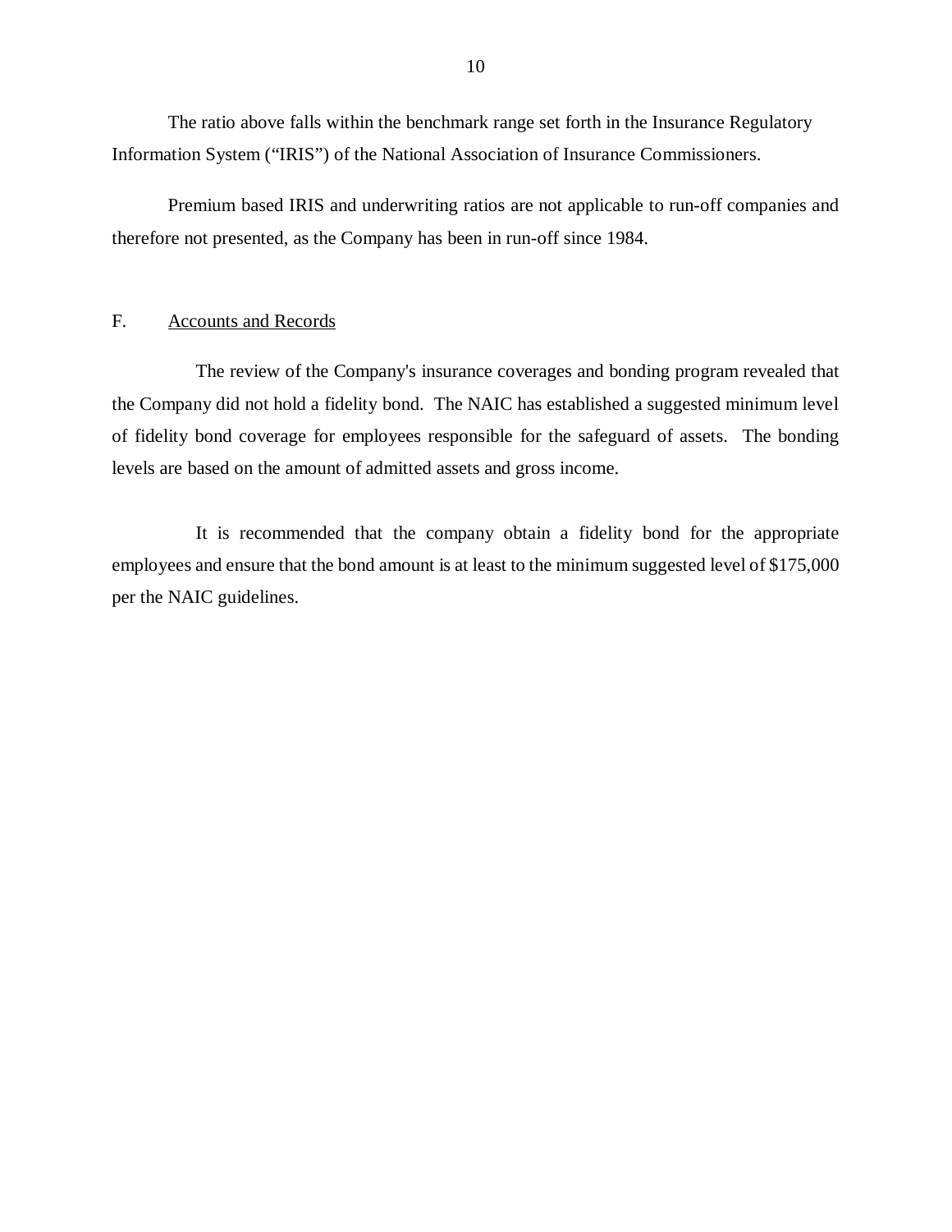The ratio above falls within the benchmark range set forth in the Insurance Regulatory Information System ("IRIS") of the National Association of Insurance Commissioners.

Premium based IRIS and underwriting ratios are not applicable to run-off companies and therefore not presented, as the Company has been in run-off since 1984.

## F. Accounts and Records

The review of the Company's insurance coverages and bonding program revealed that the Company did not hold a fidelity bond. The NAIC has established a suggested minimum level of fidelity bond coverage for employees responsible for the safeguard of assets. The bonding levels are based on the amount of admitted assets and gross income.

It is recommended that the company obtain a fidelity bond for the appropriate employees and ensure that the bond amount is at least to the minimum suggested level of $175,000 per the NAIC guidelines.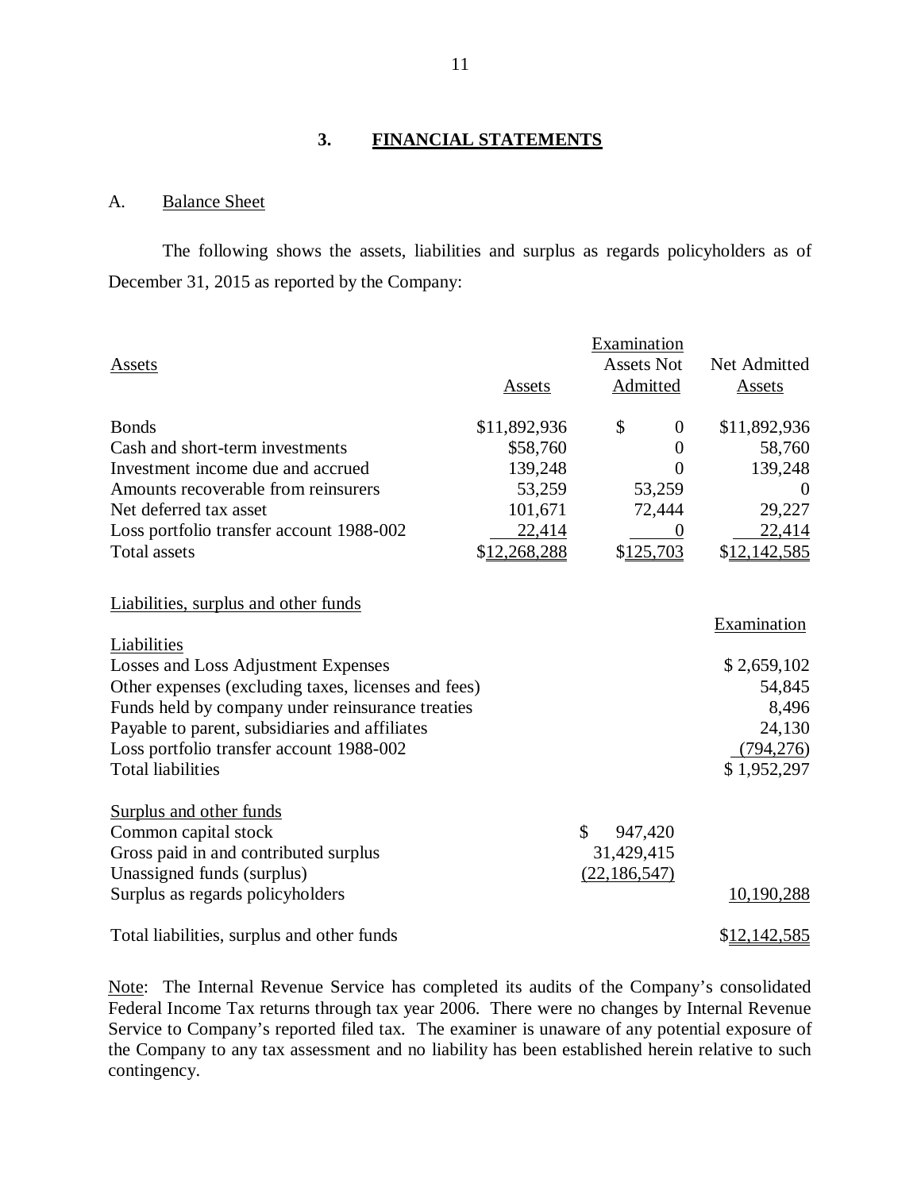## 3. FINANCIAL STATEMENTS

### A. Balance Sheet

The following shows the assets, liabilities and surplus as regards policyholders as of December 31, 2015 as reported by the Company:

| Assets | Assets | Examination Assets Not Admitted | Net Admitted Assets |
|---|---|---|---|
| Bonds | $11,892,936 | $ 0 | $11,892,936 |
| Cash and short-term investments | $58,760 | 0 | 58,760 |
| Investment income due and accrued | 139,248 | 0 | 139,248 |
| Amounts recoverable from reinsurers | 53,259 | 53,259 | 0 |
| Net deferred tax asset | 101,671 | 72,444 | 29,227 |
| Loss portfolio transfer account 1988-002 | 22,414 | 0 | 22,414 |
| Total assets | $12,268,288 | $125,703 | $12,142,585 |

| Liabilities, surplus and other funds | | Examination |
|---|---|---|
| **Liabilities** | | |
| Losses and Loss Adjustment Expenses | | $ 2,659,102 |
| Other expenses (excluding taxes, licenses and fees) | | 54,845 |
| Funds held by company under reinsurance treaties | | 8,496 |
| Payable to parent, subsidiaries and affiliates | | 24,130 |
| Loss portfolio transfer account 1988-002 | | (794,276) |
| Total liabilities | | $ 1,952,297 |
| **Surplus and other funds** | | |
| Common capital stock | $ 947,420 | |
| Gross paid in and contributed surplus | 31,429,415 | |
| Unassigned funds (surplus) | (22,186,547) | |
| Surplus as regards policyholders | | 10,190,288 |
| Total liabilities, surplus and other funds | | $12,142,585 |

Note: The Internal Revenue Service has completed its audits of the Company's consolidated Federal Income Tax returns through tax year 2006. There were no changes by Internal Revenue Service to Company's reported filed tax. The examiner is unaware of any potential exposure of the Company to any tax assessment and no liability has been established herein relative to such contingency.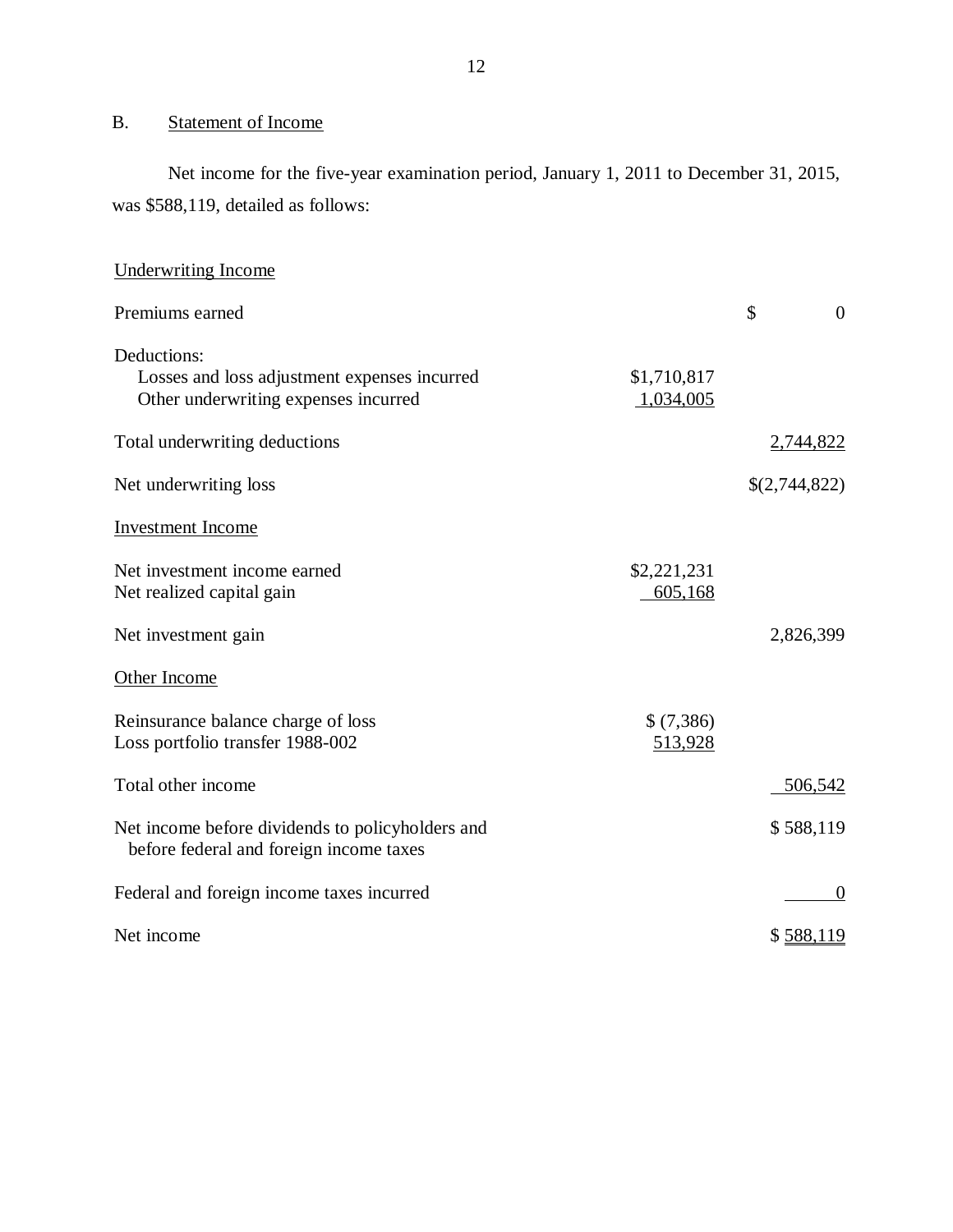## B. Statement of Income

Net income for the five-year examination period, January 1, 2011 to December 31, 2015, was $588,119, detailed as follows:

| | | |
|---|---|---|
| Underwriting Income | | |
| Premiums earned | | $ 0 |
| Deductions: | | |
| Losses and loss adjustment expenses incurred | $1,710,817 | |
| Other underwriting expenses incurred | 1,034,005 | |
| Total underwriting deductions | | 2,744,822 |
| Net underwriting loss | | $(2,744,822) |
| Investment Income | | |
| Net investment income earned | $2,221,231 | |
| Net realized capital gain | 605,168 | |
| Net investment gain | | 2,826,399 |
| Other Income | | |
| Reinsurance balance charge of loss | $ (7,386) | |
| Loss portfolio transfer 1988-002 | 513,928 | |
| Total other income | | 506,542 |
| Net income before dividends to policyholders and before federal and foreign income taxes | | $ 588,119 |
| Federal and foreign income taxes incurred | | 0 |
| Net income | | $ 588,119 |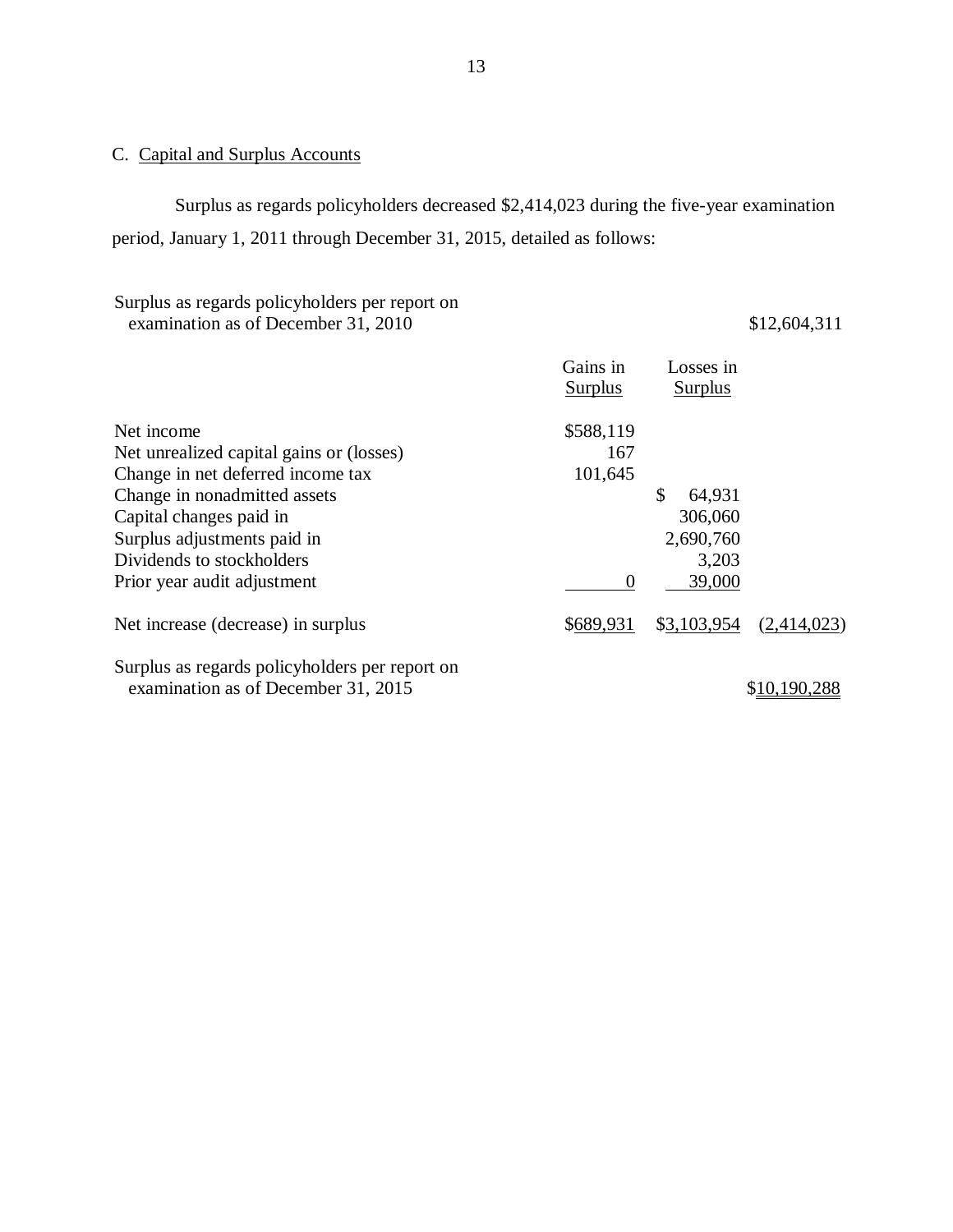C. Capital and Surplus Accounts

Surplus as regards policyholders decreased $2,414,023 during the five-year examination period, January 1, 2011 through December 31, 2015, detailed as follows:

| | Gains in Surplus | Losses in Surplus | |
|---|---|---|---|
| Surplus as regards policyholders per report on examination as of December 31, 2010 | | | $12,604,311 |
| Net income | $588,119 | | |
| Net unrealized capital gains or (losses) | 167 | | |
| Change in net deferred income tax | 101,645 | | |
| Change in nonadmitted assets | | $ 64,931 | |
| Capital changes paid in | | 306,060 | |
| Surplus adjustments paid in | | 2,690,760 | |
| Dividends to stockholders | | 3,203 | |
| Prior year audit adjustment | 0 | 39,000 | |
| Net increase (decrease) in surplus | $689,931 | $3,103,954 | (2,414,023) |
| Surplus as regards policyholders per report on examination as of December 31, 2015 | | | $10,190,288 |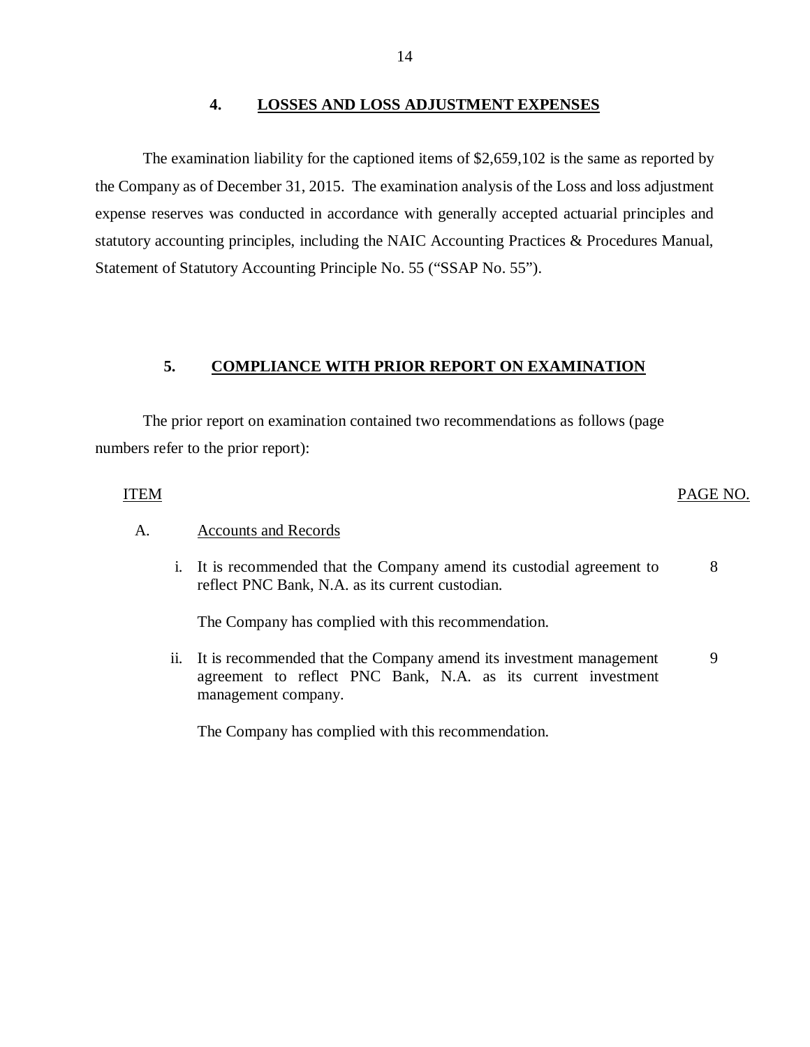## 4. LOSSES AND LOSS ADJUSTMENT EXPENSES

The examination liability for the captioned items of $2,659,102 is the same as reported by the Company as of December 31, 2015. The examination analysis of the Loss and loss adjustment expense reserves was conducted in accordance with generally accepted actuarial principles and statutory accounting principles, including the NAIC Accounting Practices & Procedures Manual, Statement of Statutory Accounting Principle No. 55 (“SSAP No. 55”).

## 5. COMPLIANCE WITH PRIOR REPORT ON EXAMINATION

The prior report on examination contained two recommendations as follows (page numbers refer to the prior report):

| ITEM | | PAGE NO. |
|---|---|---|
| A. | Accounts and Records | |
| i. | It is recommended that the Company amend its custodial agreement to reflect PNC Bank, N.A. as its current custodian.<br><br>The Company has complied with this recommendation. | 8 |
| ii. | It is recommended that the Company amend its investment management agreement to reflect PNC Bank, N.A. as its current investment management company.<br><br>The Company has complied with this recommendation. | 9 |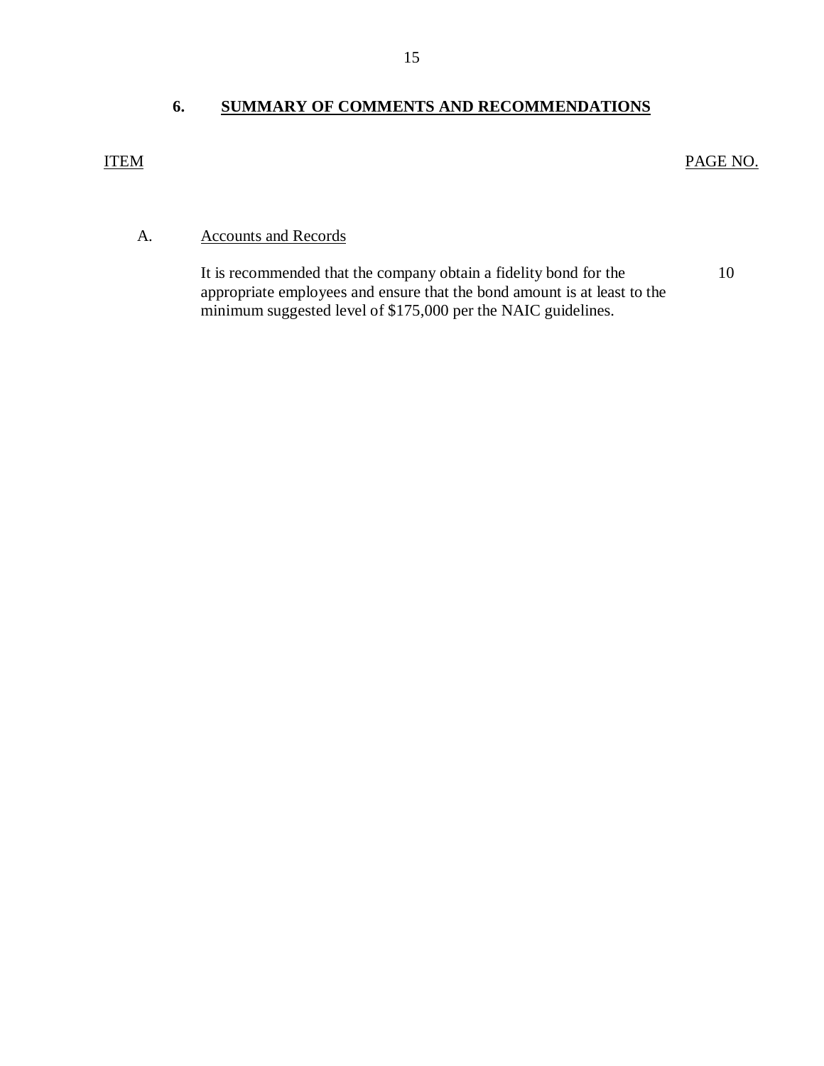## 6. SUMMARY OF COMMENTS AND RECOMMENDATIONS

| ITEM | | PAGE NO. |
|---|---|---|
| A. | Accounts and Records | |
| | It is recommended that the company obtain a fidelity bond for the appropriate employees and ensure that the bond amount is at least to the minimum suggested level of $175,000 per the NAIC guidelines. | 10 |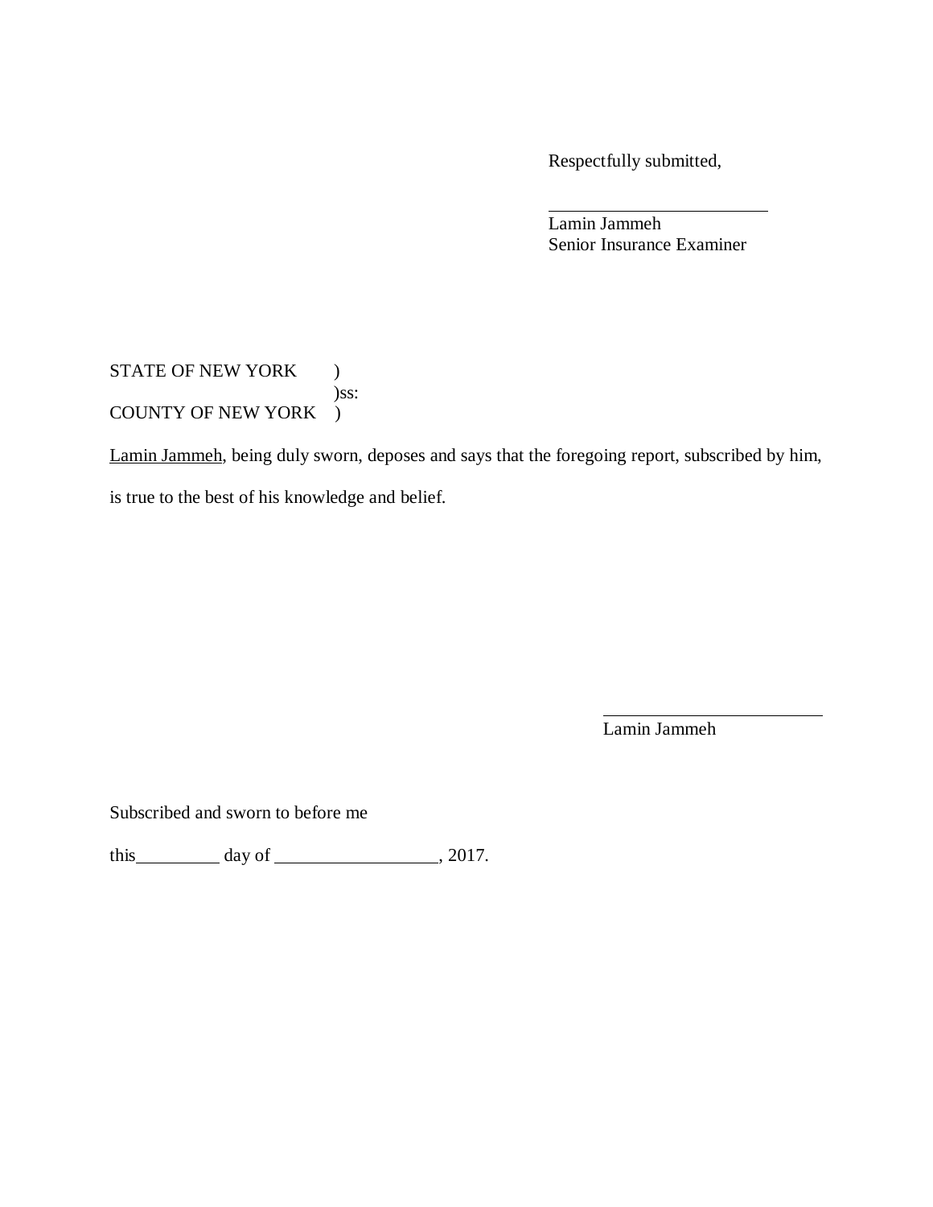Respectfully submitted,

\_\_\_\_\_\_\_\_\_\_\_\_\_\_\_\_\_\_\_\_\_\_\_\_

Lamin Jammeh
Senior Insurance Examiner

STATE OF NEW YORK )
)ss:
COUNTY OF NEW YORK )

Lamin Jammeh, being duly sworn, deposes and says that the foregoing report, subscribed by him, is true to the best of his knowledge and belief.

\_\_\_\_\_\_\_\_\_\_\_\_\_\_\_\_\_\_\_\_\_\_\_\_

Lamin Jammeh

Subscribed and sworn to before me

this\_\_\_\_\_\_\_\_\_ day of \_\_\_\_\_\_\_\_\_\_\_\_\_\_\_\_\_\_, 2017.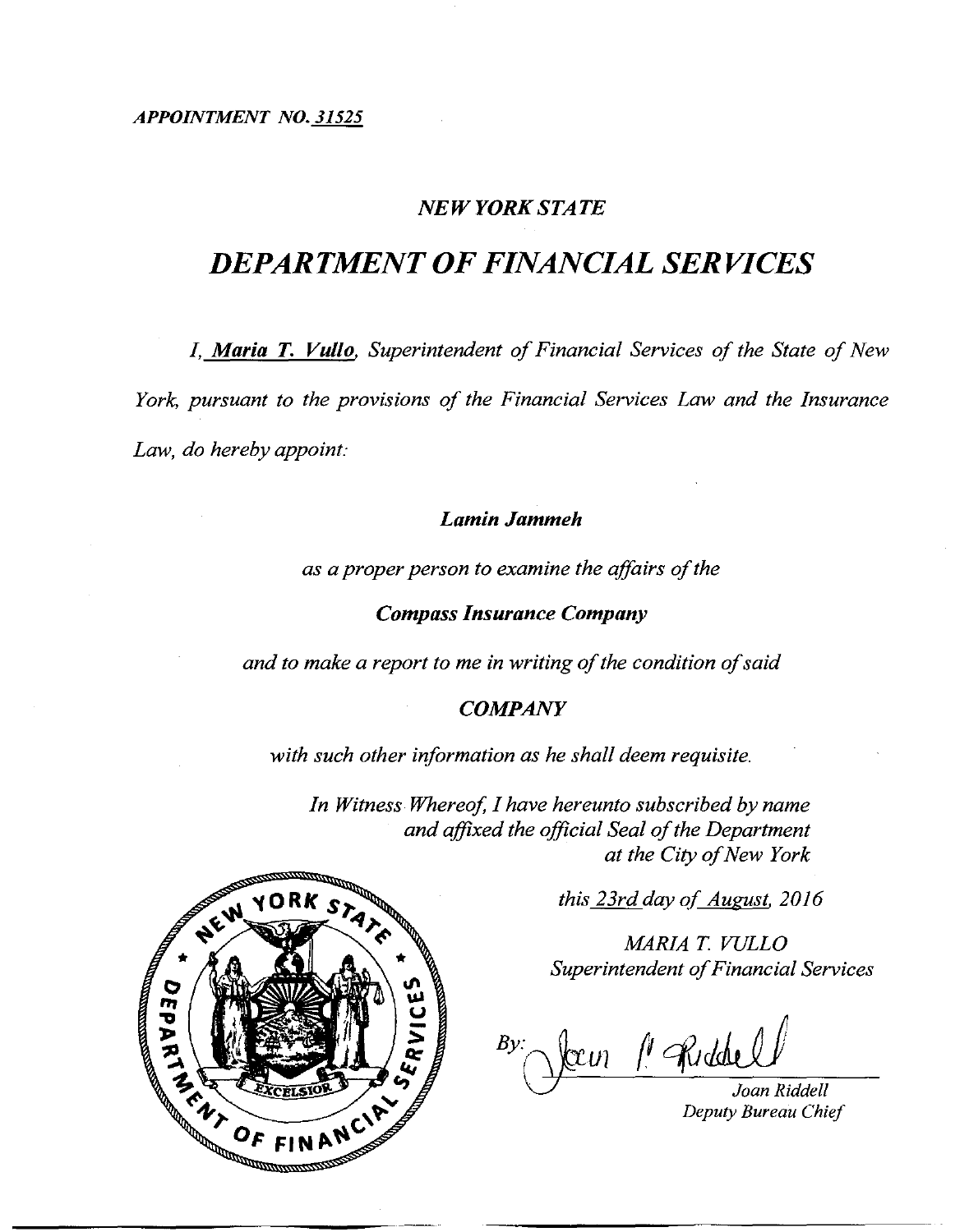*APPOINTMENT NO. 31525*

*NEW YORK STATE*

# *DEPARTMENT OF FINANCIAL SERVICES*

*I, **Maria T. Vullo**, Superintendent of Financial Services of the State of New York, pursuant to the provisions of the Financial Services Law and the Insurance Law, do hereby appoint:*

***Lamin Jammeh***

*as a proper person to examine the affairs of the*

***Compass Insurance Company***

*and to make a report to me in writing of the condition of said*

***COMPANY***

*with such other information as he shall deem requisite.*

*In Witness Whereof, I have hereunto subscribed by name and affixed the official Seal of the Department at the City of New York*

*this 23rd day of August, 2016*

*MARIA T. VULLO*
*Superintendent of Financial Services*

By: Joan P. Riddell

*Joan Riddell*
*Deputy Bureau Chief*